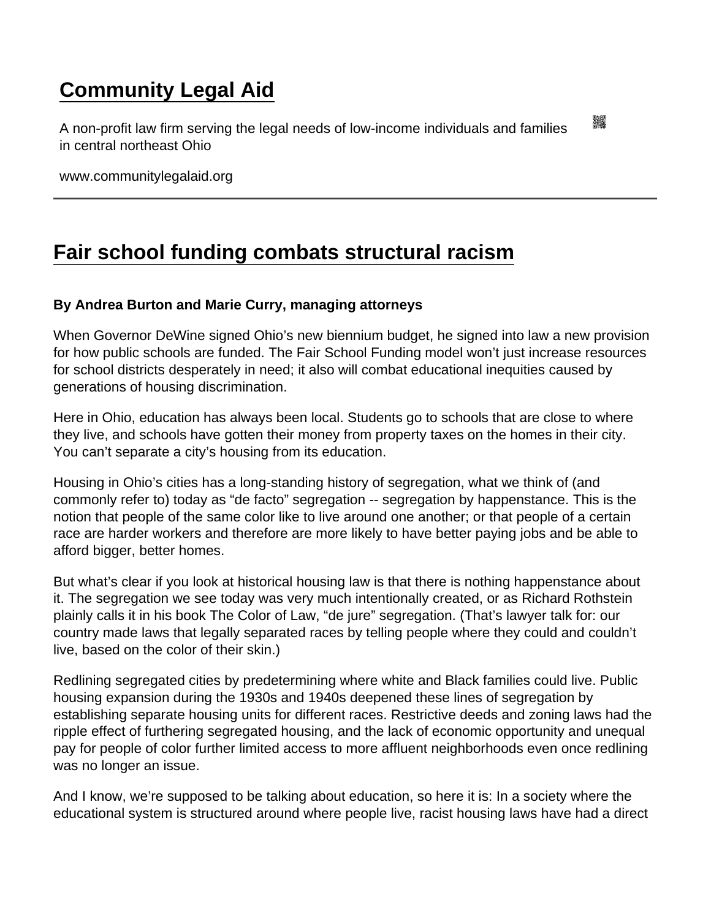# Community Legal Aid

A non-profit law firm serving the legal needs of low-income individuals and families in central northeast Ohio

www.communitylegalaid.org

## Fair school funding combats structural racism

**By Andrea Burton and Marie Curry, managing attorneys**

When Governor DeWine signed Ohio's new biennium budget, he signed into law a new provision for how public schools are funded. The Fair School Funding model won't just increase resources for school districts desperately in need; it also will combat educational inequities caused by generations of housing discrimination.

Here in Ohio, education has always been local. Students go to schools that are close to where they live, and schools have gotten their money from property taxes on the homes in their city. You can't separate a city's housing from its education.

Housing in Ohio's cities has a long-standing history of segregation, what we think of (and commonly refer to) today as "de facto" segregation -- segregation by happenstance. This is the notion that people of the same color like to live around one another; or that people of a certain race are harder workers and therefore are more likely to have better paying jobs and be able to afford bigger, better homes.

But what's clear if you look at historical housing law is that there is nothing happenstance about it. The segregation we see today was very much intentionally created, or as Richard Rothstein plainly calls it in his book The Color of Law, "de jure" segregation. (That's lawyer talk for: our country made laws that legally separated races by telling people where they could and couldn't live, based on the color of their skin.)

Redlining segregated cities by predetermining where white and Black families could live. Public housing expansion during the 1930s and 1940s deepened these lines of segregation by establishing separate housing units for different races. Restrictive deeds and zoning laws had the ripple effect of furthering segregated housing, and the lack of economic opportunity and unequal pay for people of color further limited access to more affluent neighborhoods even once redlining was no longer an issue.

And I know, we're supposed to be talking about education, so here it is: In a society where the educational system is structured around where people live, racist housing laws have had a direct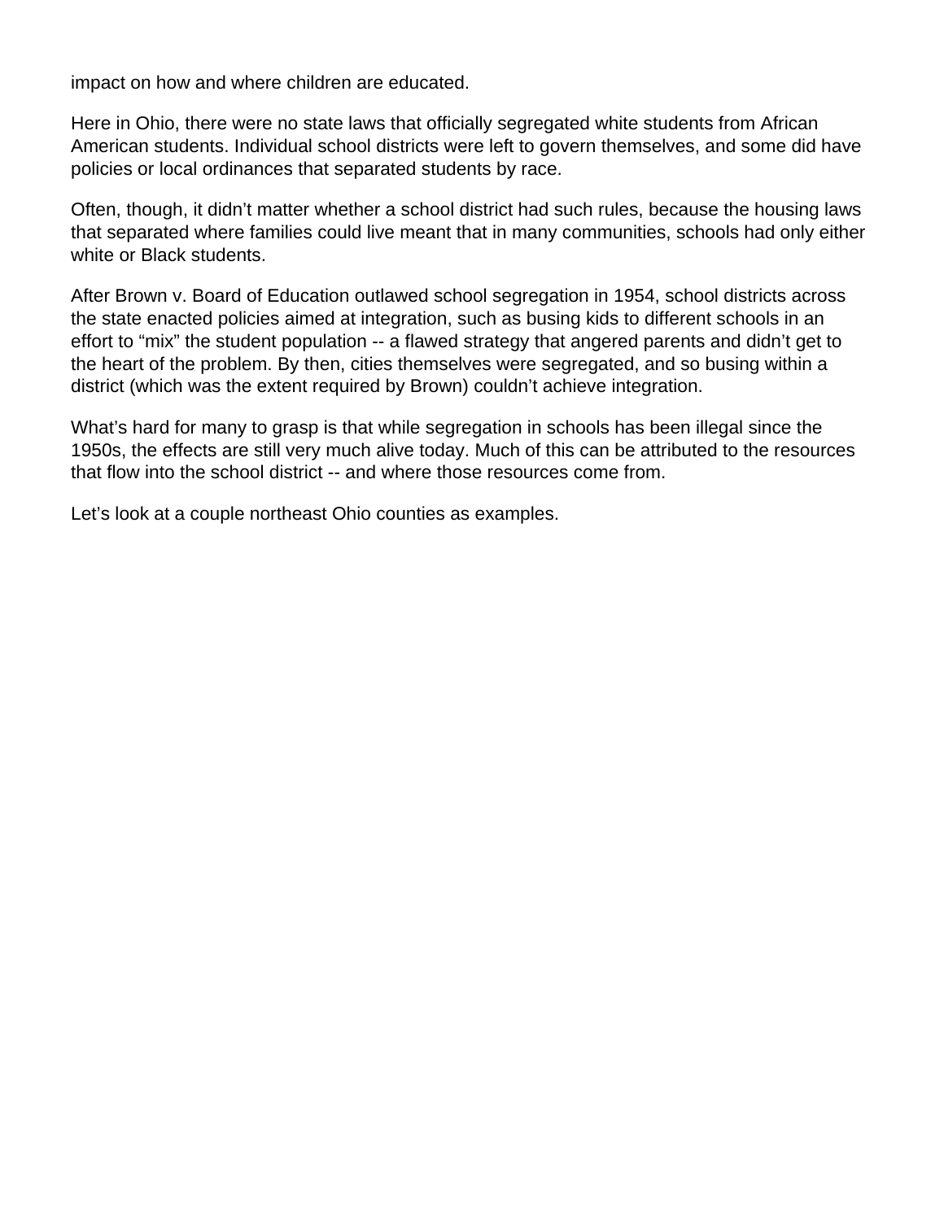impact on how and where children are educated.

Here in Ohio, there were no state laws that officially segregated white students from African American students. Individual school districts were left to govern themselves, and some did have policies or local ordinances that separated students by race.

Often, though, it didn't matter whether a school district had such rules, because the housing laws that separated where families could live meant that in many communities, schools had only either white or Black students.

After Brown v. Board of Education outlawed school segregation in 1954, school districts across the state enacted policies aimed at integration, such as busing kids to different schools in an effort to "mix" the student population -- a flawed strategy that angered parents and didn't get to the heart of the problem. By then, cities themselves were segregated, and so busing within a district (which was the extent required by Brown) couldn't achieve integration.

What's hard for many to grasp is that while segregation in schools has been illegal since the 1950s, the effects are still very much alive today. Much of this can be attributed to the resources that flow into the school district -- and where those resources come from.

Let's look at a couple northeast Ohio counties as examples.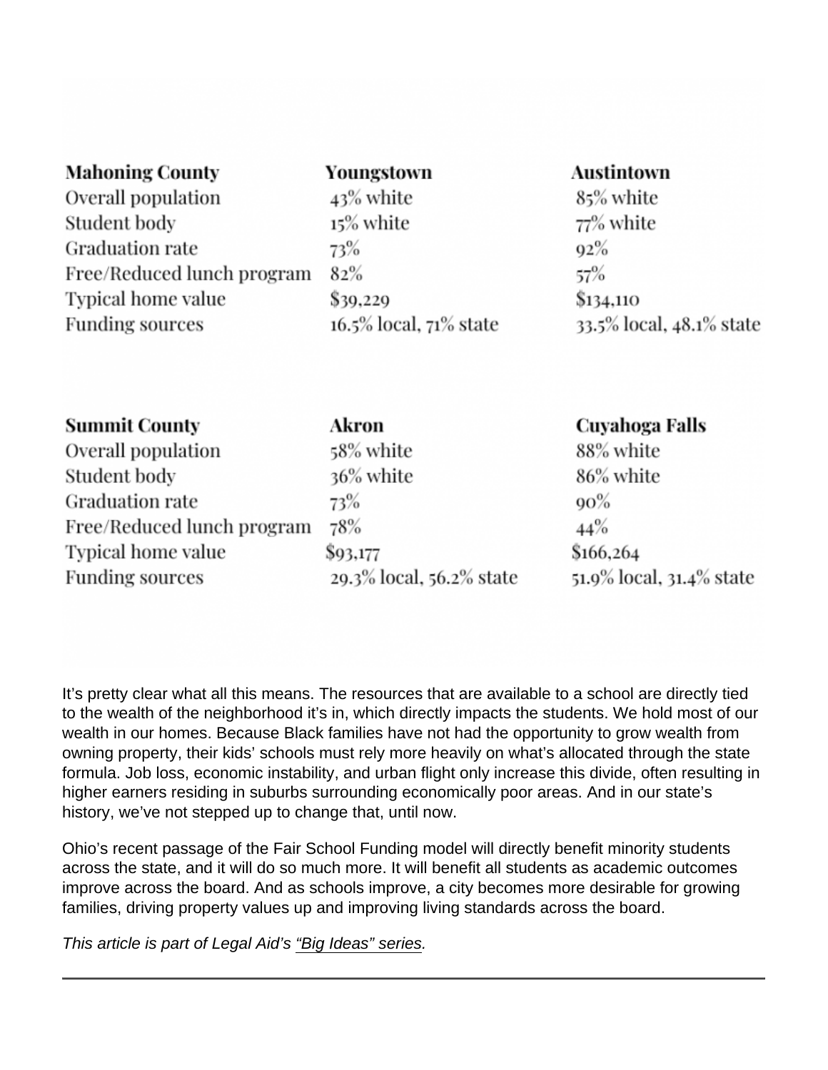| Mahoning County | Youngstown | Austintown |
|---|---|---|
| Overall population | 43% white | 85% white |
| Student body | 15% white | 77% white |
| Graduation rate | 73% | 92% |
| Free/Reduced lunch program | 82% | 57% |
| Typical home value | $39,229 | $134,110 |
| Funding sources | 16.5% local, 71% state | 33.5% local, 48.1% state |

| Summit County | Akron | Cuyahoga Falls |
|---|---|---|
| Overall population | 58% white | 88% white |
| Student body | 36% white | 86% white |
| Graduation rate | 73% | 90% |
| Free/Reduced lunch program | 78% | 44% |
| Typical home value | $93,177 | $166,264 |
| Funding sources | 29.3% local, 56.2% state | 51.9% local, 31.4% state |

It's pretty clear what all this means. The resources that are available to a school are directly tied to the wealth of the neighborhood it's in, which directly impacts the students. We hold most of our wealth in our homes. Because Black families have not had the opportunity to grow wealth from owning property, their kids' schools must rely more heavily on what's allocated through the state formula. Job loss, economic instability, and urban flight only increase this divide, often resulting in higher earners residing in suburbs surrounding economically poor areas. And in our state's history, we've not stepped up to change that, until now.

Ohio's recent passage of the Fair School Funding model will directly benefit minority students across the state, and it will do so much more. It will benefit all students as academic outcomes improve across the board. And as schools improve, a city becomes more desirable for growing families, driving property values up and improving living standards across the board.

*This article is part of Legal Aid's "Big Ideas" series.*

---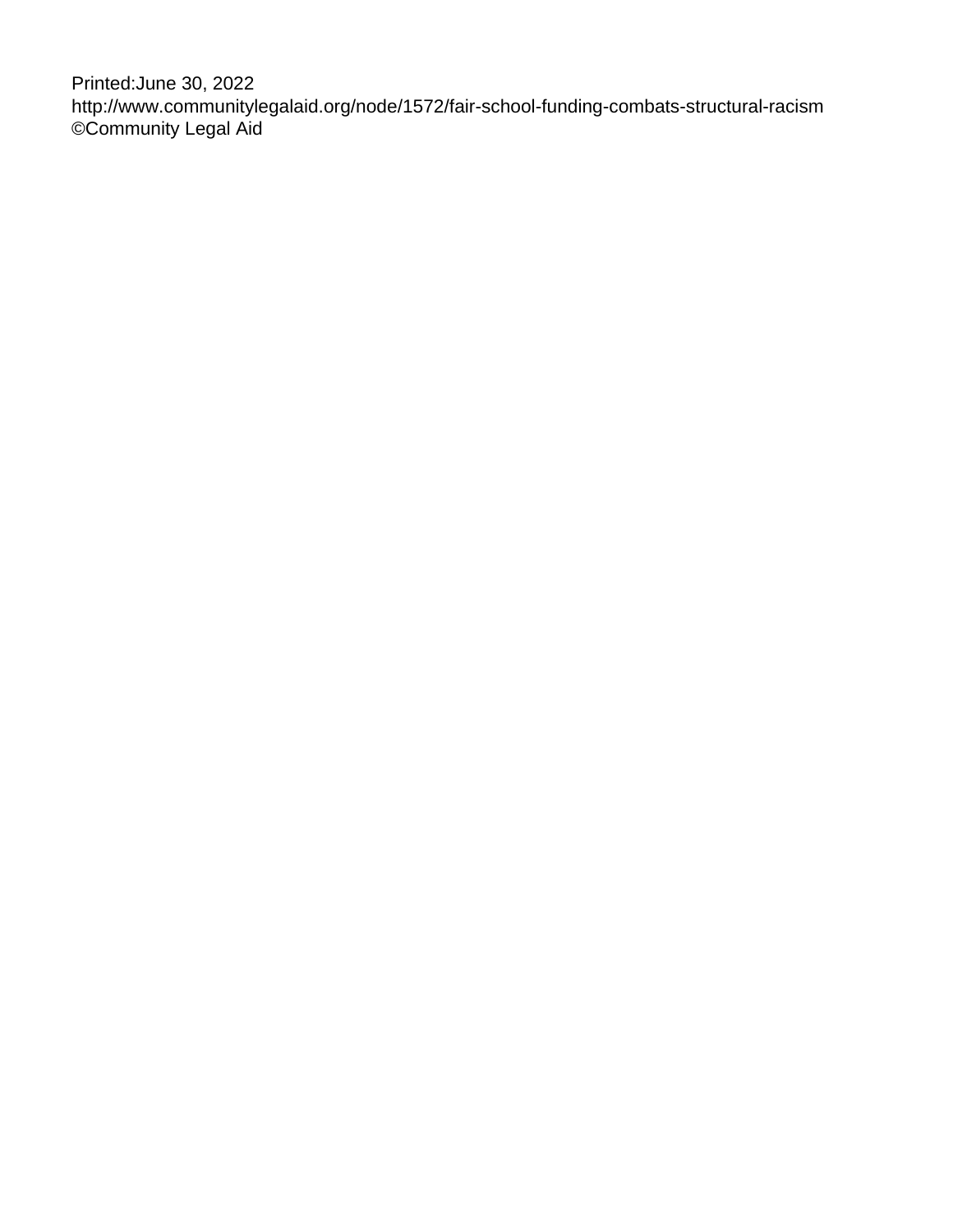Printed:June 30, 2022

http://www.communitylegalaid.org/node/1572/fair-school-funding-combats-structural-racism

©Community Legal Aid